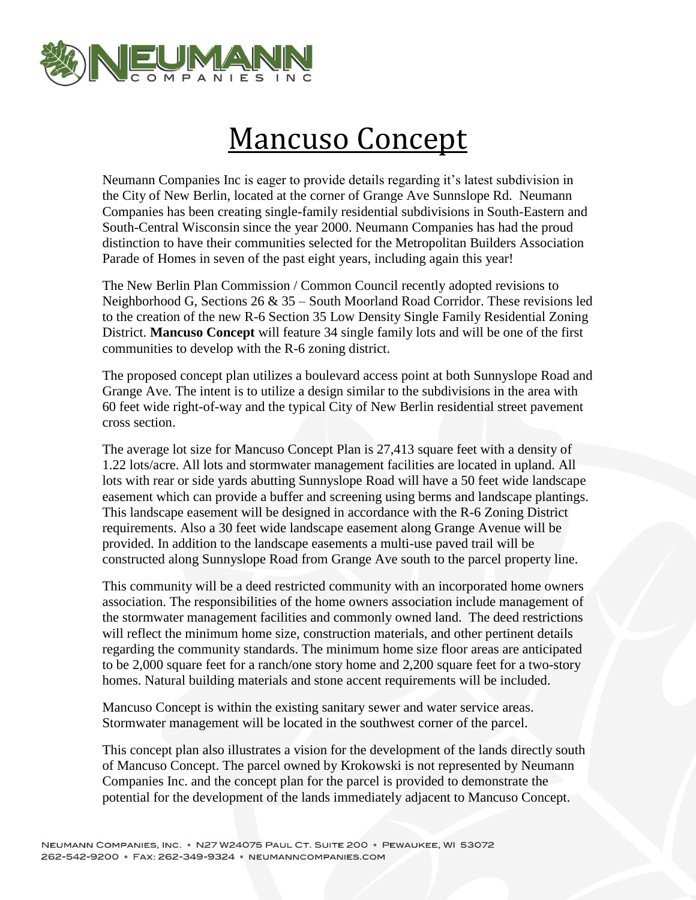# Mancuso Concept

Neumann Companies Inc is eager to provide details regarding it's latest subdivision in the City of New Berlin, located at the corner of Grange Ave Sunnslope Rd. Neumann Companies has been creating single-family residential subdivisions in South-Eastern and South-Central Wisconsin since the year 2000. Neumann Companies has had the proud distinction to have their communities selected for the Metropolitan Builders Association Parade of Homes in seven of the past eight years, including again this year!

The New Berlin Plan Commission / Common Council recently adopted revisions to Neighborhood G, Sections 26 & 35 – South Moorland Road Corridor. These revisions led to the creation of the new R-6 Section 35 Low Density Single Family Residential Zoning District. **Mancuso Concept** will feature 34 single family lots and will be one of the first communities to develop with the R-6 zoning district.

The proposed concept plan utilizes a boulevard access point at both Sunnyslope Road and Grange Ave. The intent is to utilize a design similar to the subdivisions in the area with 60 feet wide right-of-way and the typical City of New Berlin residential street pavement cross section.

The average lot size for Mancuso Concept Plan is 27,413 square feet with a density of 1.22 lots/acre. All lots and stormwater management facilities are located in upland. All lots with rear or side yards abutting Sunnyslope Road will have a 50 feet wide landscape easement which can provide a buffer and screening using berms and landscape plantings. This landscape easement will be designed in accordance with the R-6 Zoning District requirements. Also a 30 feet wide landscape easement along Grange Avenue will be provided. In addition to the landscape easements a multi-use paved trail will be constructed along Sunnyslope Road from Grange Ave south to the parcel property line.

This community will be a deed restricted community with an incorporated home owners association. The responsibilities of the home owners association include management of the stormwater management facilities and commonly owned land. The deed restrictions will reflect the minimum home size, construction materials, and other pertinent details regarding the community standards. The minimum home size floor areas are anticipated to be 2,000 square feet for a ranch/one story home and 2,200 square feet for a two-story homes. Natural building materials and stone accent requirements will be included.

Mancuso Concept is within the existing sanitary sewer and water service areas. Stormwater management will be located in the southwest corner of the parcel.

This concept plan also illustrates a vision for the development of the lands directly south of Mancuso Concept. The parcel owned by Krokowski is not represented by Neumann Companies Inc. and the concept plan for the parcel is provided to demonstrate the potential for the development of the lands immediately adjacent to Mancuso Concept.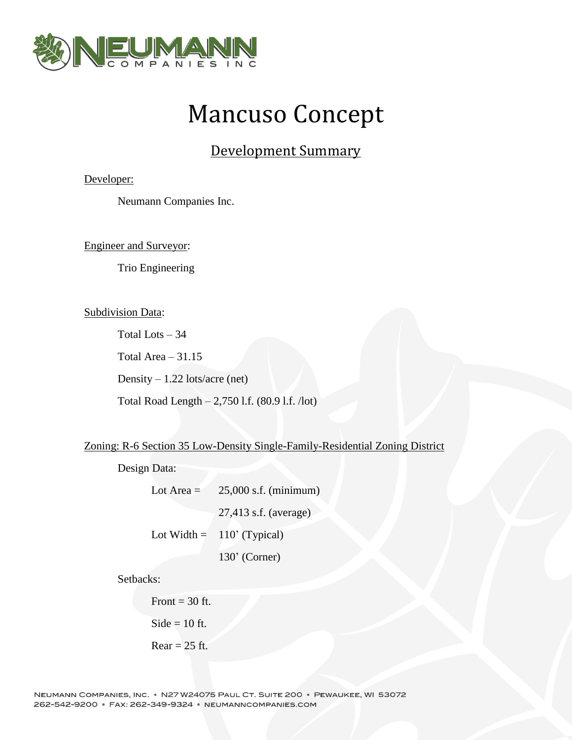# Mancuso Concept

## Development Summary

Developer:

Neumann Companies Inc.

Engineer and Surveyor:

Trio Engineering

Subdivision Data:

Total Lots – 34

Total Area – 31.15

Density – 1.22 lots/acre (net)

Total Road Length – 2,750 l.f. (80.9 l.f. /lot)

Zoning: R-6 Section 35 Low-Density Single-Family-Residential Zoning District

Design Data:

Lot Area = 25,000 s.f. (minimum)

27,413 s.f. (average)

Lot Width = 110' (Typical)

130' (Corner)

Setbacks:

Front = 30 ft.

Side = 10 ft.

Rear = 25 ft.